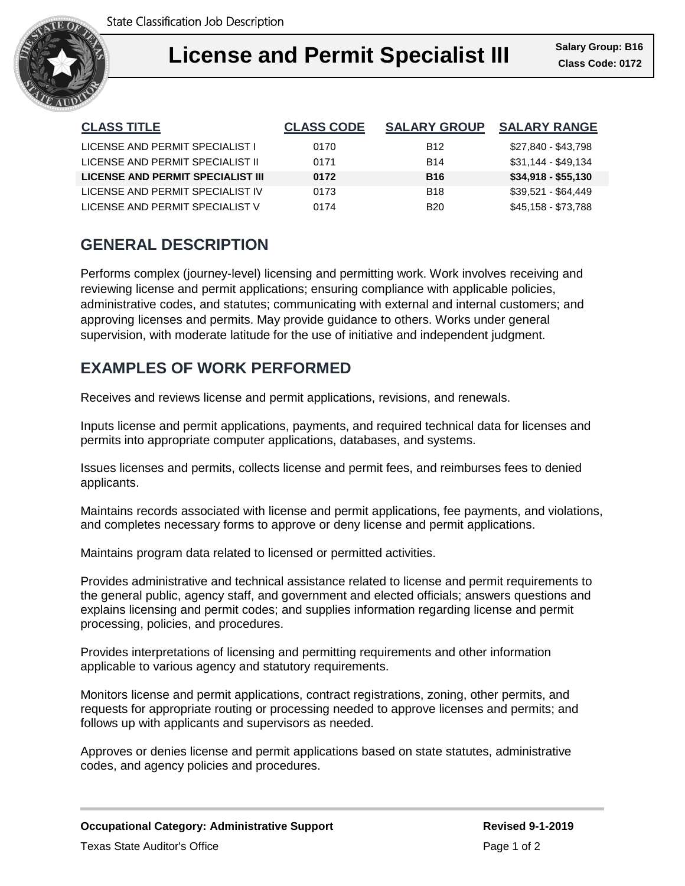State Classification Job Description

# License and Permit Specialist III

**Salary Group: B16**
**Class Code: 0172**

| CLASS TITLE | CLASS CODE | SALARY GROUP | SALARY RANGE |
| --- | --- | --- | --- |
| LICENSE AND PERMIT SPECIALIST I | 0170 | B12 | $27,840 - $43,798 |
| LICENSE AND PERMIT SPECIALIST II | 0171 | B14 | $31,144 - $49,134 |
| **LICENSE AND PERMIT SPECIALIST III** | **0172** | **B16** | **$34,918 - $55,130** |
| LICENSE AND PERMIT SPECIALIST IV | 0173 | B18 | $39,521 - $64,449 |
| LICENSE AND PERMIT SPECIALIST V | 0174 | B20 | $45,158 - $73,788 |

## GENERAL DESCRIPTION

Performs complex (journey-level) licensing and permitting work. Work involves receiving and reviewing license and permit applications; ensuring compliance with applicable policies, administrative codes, and statutes; communicating with external and internal customers; and approving licenses and permits. May provide guidance to others. Works under general supervision, with moderate latitude for the use of initiative and independent judgment.

## EXAMPLES OF WORK PERFORMED

Receives and reviews license and permit applications, revisions, and renewals.

Inputs license and permit applications, payments, and required technical data for licenses and permits into appropriate computer applications, databases, and systems.

Issues licenses and permits, collects license and permit fees, and reimburses fees to denied applicants.

Maintains records associated with license and permit applications, fee payments, and violations, and completes necessary forms to approve or deny license and permit applications.

Maintains program data related to licensed or permitted activities.

Provides administrative and technical assistance related to license and permit requirements to the general public, agency staff, and government and elected officials; answers questions and explains licensing and permit codes; and supplies information regarding license and permit processing, policies, and procedures.

Provides interpretations of licensing and permitting requirements and other information applicable to various agency and statutory requirements.

Monitors license and permit applications, contract registrations, zoning, other permits, and requests for appropriate routing or processing needed to approve licenses and permits; and follows up with applicants and supervisors as needed.

Approves or denies license and permit applications based on state statutes, administrative codes, and agency policies and procedures.

**Occupational Category: Administrative Support**

**Revised 9-1-2019**

Texas State Auditor's Office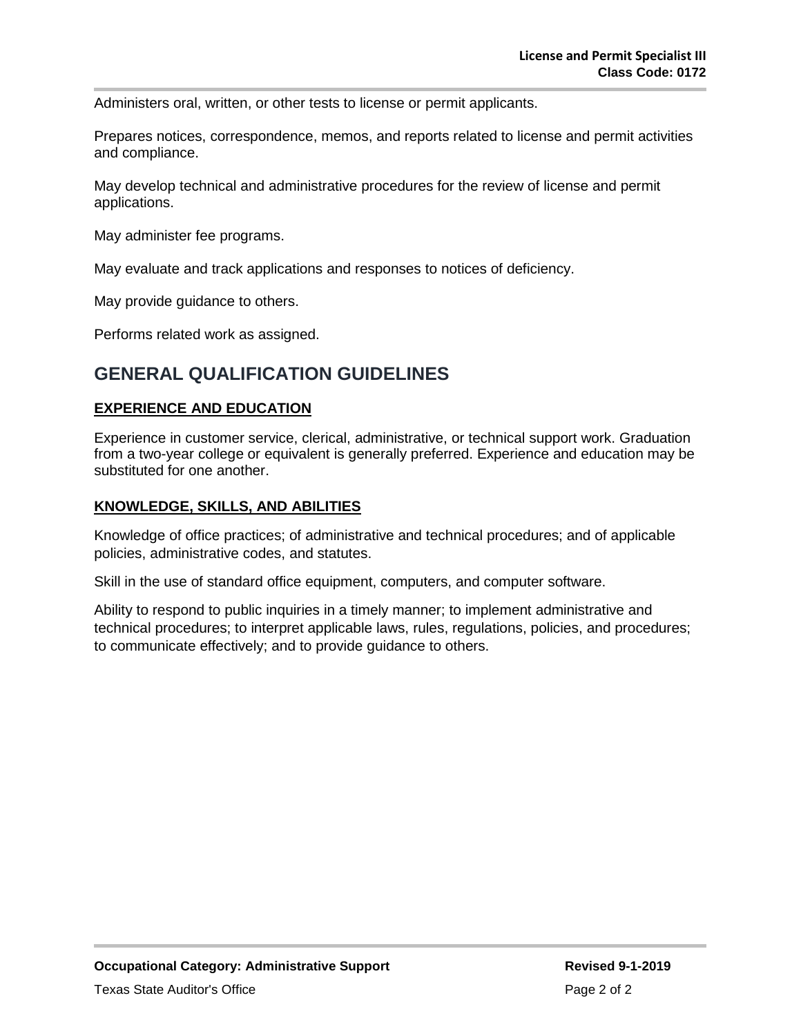Administers oral, written, or other tests to license or permit applicants.

Prepares notices, correspondence, memos, and reports related to license and permit activities and compliance.

May develop technical and administrative procedures for the review of license and permit applications.

May administer fee programs.

May evaluate and track applications and responses to notices of deficiency.

May provide guidance to others.

Performs related work as assigned.

## GENERAL QUALIFICATION GUIDELINES

### EXPERIENCE AND EDUCATION

Experience in customer service, clerical, administrative, or technical support work. Graduation from a two-year college or equivalent is generally preferred. Experience and education may be substituted for one another.

### KNOWLEDGE, SKILLS, AND ABILITIES

Knowledge of office practices; of administrative and technical procedures; and of applicable policies, administrative codes, and statutes.

Skill in the use of standard office equipment, computers, and computer software.

Ability to respond to public inquiries in a timely manner; to implement administrative and technical procedures; to interpret applicable laws, rules, regulations, policies, and procedures; to communicate effectively; and to provide guidance to others.